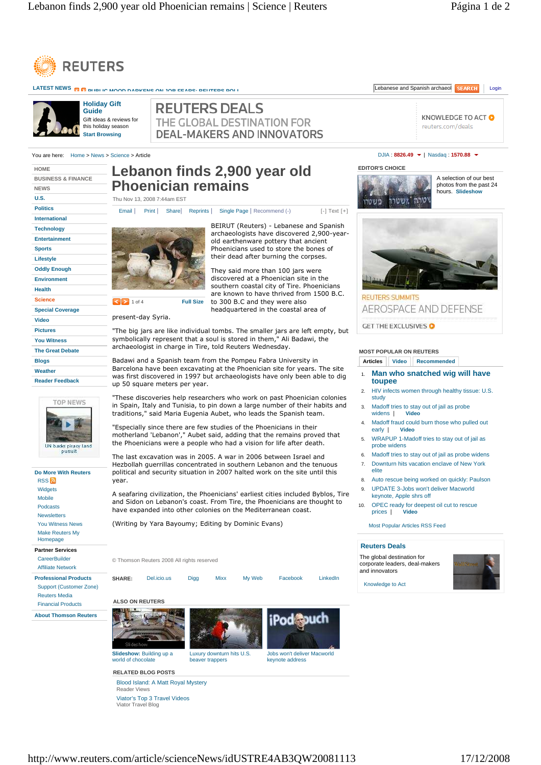# Lebanon finds 2,900 year old Phoenician remains

Thu Nov 13, 2008 7:44am EST

BEIRUT (Reuters) - Lebanese and Spanish archaeologists have discovered 2,900-year-old earthenware pottery that ancient Phoenicians used to store the bones of their dead after burning the corpses.

They said more than 100 jars were discovered at a Phoenician site in the southern coastal city of Tire. Phoenicians are known to have thrived from 1500 B.C. to 300 B.C and they were also headquartered in the coastal area of present-day Syria.

"The big jars are like individual tombs. The smaller jars are left empty, but symbolically represent that a soul is stored in them," Ali Badawi, the archaeologist in charge in Tire, told Reuters Wednesday.

Badawi and a Spanish team from the Pompeu Fabra University in Barcelona have been excavating at the Phoenician site for years. The site was first discovered in 1997 but archaeologists have only been able to dig up 50 square meters per year.

"These discoveries help researchers who work on past Phoenician colonies in Spain, Italy and Tunisia, to pin down a large number of their habits and traditions," said Maria Eugenia Aubet, who leads the Spanish team.

"Especially since there are few studies of the Phoenicians in their motherland 'Lebanon'," Aubet said, adding that the remains proved that the Phoenicians were a people who had a vision for life after death.

The last excavation was in 2005. A war in 2006 between Israel and Hezbollah guerrillas concentrated in southern Lebanon and the tenuous political and security situation in 2007 halted work on the site until this year.

A seafaring civilization, the Phoenicians' earliest cities included Byblos, Tire and Sidon on Lebanon's coast. From Tire, the Phoenicians are thought to have expanded into other colonies on the Mediterranean coast.

(Writing by Yara Bayoumy; Editing by Dominic Evans)

© Thomson Reuters 2008 All rights reserved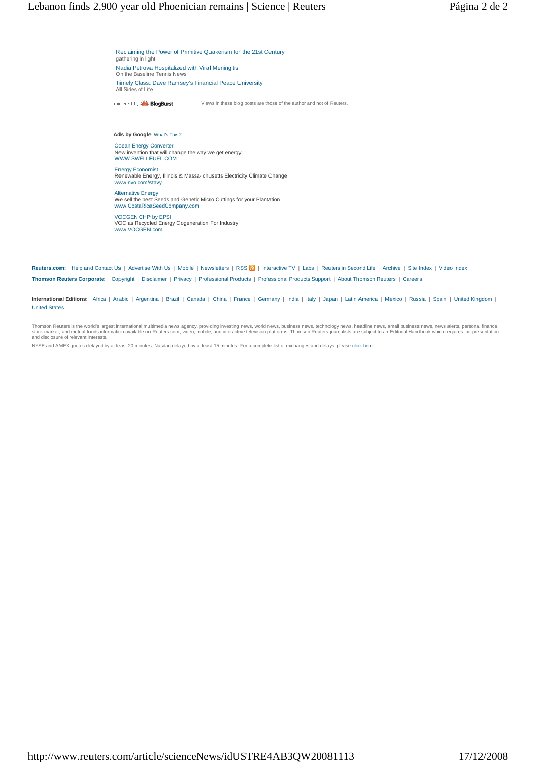Reclaiming the Power of Primitive Quakerism for the 21st Century
gathering in light

Nadia Petrova Hospitalized with Viral Meningitis
On the Baseline Tennis News

Timely Class: Dave Ramsey's Financial Peace University
All Sides of Life

powered by BlogBurst

Views in these blog posts are those of the author and not of Reuters.

**Ads by Google** What's This?

Ocean Energy Converter
New invention that will change the way we get energy.
WWW.SWELLFUEL.COM

Energy Economist
Renewable Energy, Illinois & Massa- chusetts Electricity Climate Change
www.nvo.com/stavy

Alternative Energy
We sell the best Seeds and Genetic Micro Cuttings for your Plantation
www.CostaRicaSeedCompany.com

VOCGEN CHP by EPSI
VOC as Recycled Energy Cogeneration For Industry
www.VOCGEN.com

---

**Reuters.com:** Help and Contact Us | Advertise With Us | Mobile | Newsletters | RSS | Interactive TV | Labs | Reuters in Second Life | Archive | Site Index | Video Index

**Thomson Reuters Corporate:** Copyright | Disclaimer | Privacy | Professional Products | Professional Products Support | About Thomson Reuters | Careers

**International Editions:** Africa | Arabic | Argentina | Brazil | Canada | China | France | Germany | India | Italy | Japan | Latin America | Mexico | Russia | Spain | United Kingdom | United States

Thomson Reuters is the world's largest international multimedia news agency, providing investing news, world news, business news, technology news, headline news, small business news, news alerts, personal finance, stock market, and mutual funds information available on Reuters.com, video, mobile, and interactive television platforms. Thomson Reuters journalists are subject to an Editorial Handbook which requires fair presentation and disclosure of relevant interests.

NYSE and AMEX quotes delayed by at least 20 minutes. Nasdaq delayed by at least 15 minutes. For a complete list of exchanges and delays, please click here.